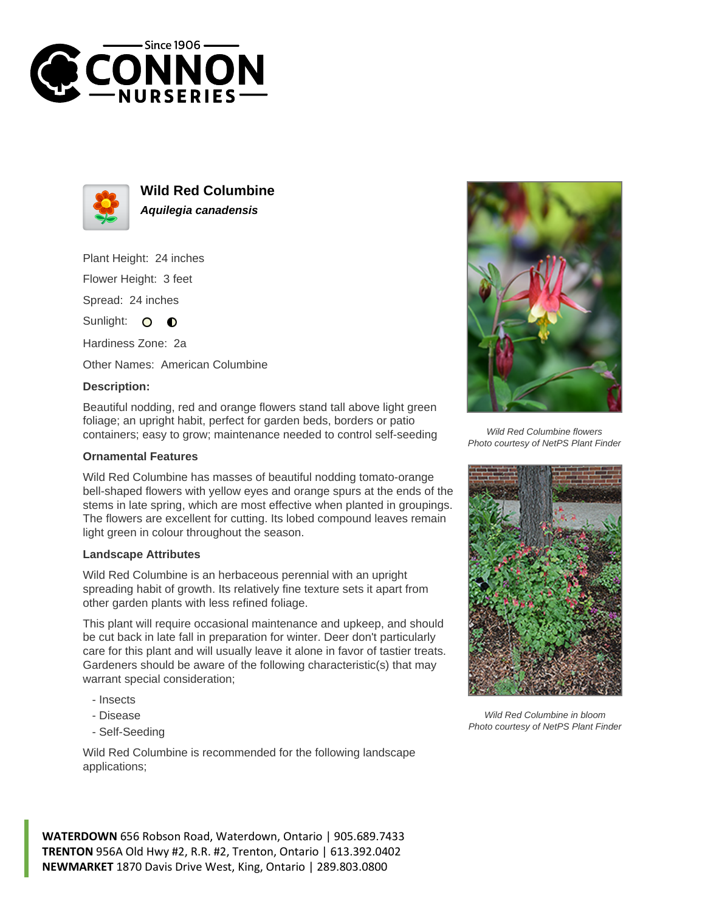# Wild Red Columbine

***Aquilegia canadensis***

Plant Height: 24 inches

Flower Height: 3 feet

Spread: 24 inches

Sunlight:

Hardiness Zone: 2a

Other Names: American Columbine

### Description:

Beautiful nodding, red and orange flowers stand tall above light green foliage; an upright habit, perfect for garden beds, borders or patio containers; easy to grow; maintenance needed to control self-seeding

### Ornamental Features

Wild Red Columbine has masses of beautiful nodding tomato-orange bell-shaped flowers with yellow eyes and orange spurs at the ends of the stems in late spring, which are most effective when planted in groupings. The flowers are excellent for cutting. Its lobed compound leaves remain light green in colour throughout the season.

### Landscape Attributes

Wild Red Columbine is an herbaceous perennial with an upright spreading habit of growth. Its relatively fine texture sets it apart from other garden plants with less refined foliage.

This plant will require occasional maintenance and upkeep, and should be cut back in late fall in preparation for winter. Deer don't particularly care for this plant and will usually leave it alone in favor of tastier treats. Gardeners should be aware of the following characteristic(s) that may warrant special consideration;

- Insects
- Disease
- Self-Seeding

Wild Red Columbine is recommended for the following landscape applications;

*Wild Red Columbine flowers*
*Photo courtesy of NetPS Plant Finder*

*Wild Red Columbine in bloom*
*Photo courtesy of NetPS Plant Finder*

**WATERDOWN** 656 Robson Road, Waterdown, Ontario | 905.689.7433
**TRENTON** 956A Old Hwy #2, R.R. #2, Trenton, Ontario | 613.392.0402
**NEWMARKET** 1870 Davis Drive West, King, Ontario | 289.803.0800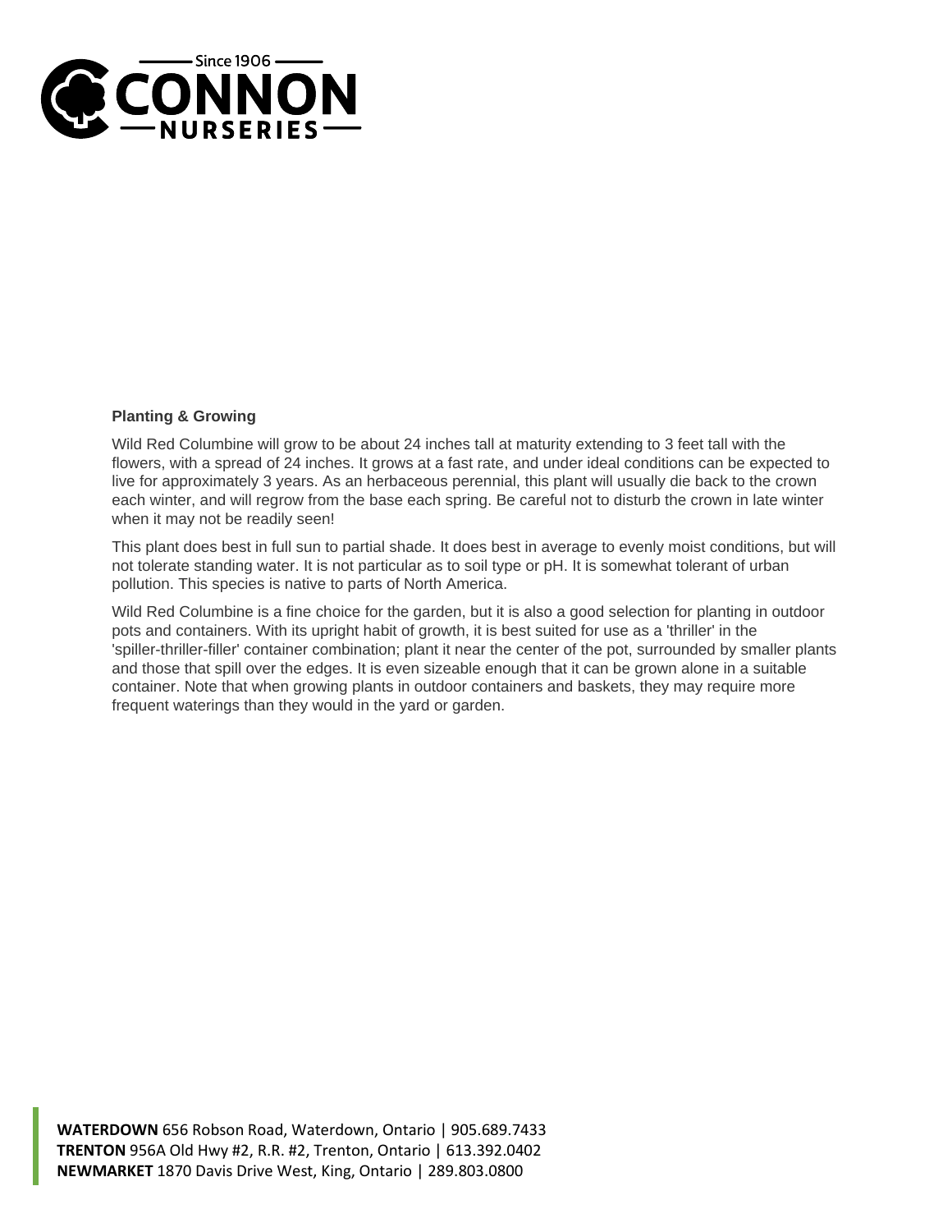### Planting & Growing

Wild Red Columbine will grow to be about 24 inches tall at maturity extending to 3 feet tall with the flowers, with a spread of 24 inches. It grows at a fast rate, and under ideal conditions can be expected to live for approximately 3 years. As an herbaceous perennial, this plant will usually die back to the crown each winter, and will regrow from the base each spring. Be careful not to disturb the crown in late winter when it may not be readily seen!

This plant does best in full sun to partial shade. It does best in average to evenly moist conditions, but will not tolerate standing water. It is not particular as to soil type or pH. It is somewhat tolerant of urban pollution. This species is native to parts of North America.

Wild Red Columbine is a fine choice for the garden, but it is also a good selection for planting in outdoor pots and containers. With its upright habit of growth, it is best suited for use as a 'thriller' in the 'spiller-thriller-filler' container combination; plant it near the center of the pot, surrounded by smaller plants and those that spill over the edges. It is even sizeable enough that it can be grown alone in a suitable container. Note that when growing plants in outdoor containers and baskets, they may require more frequent waterings than they would in the yard or garden.